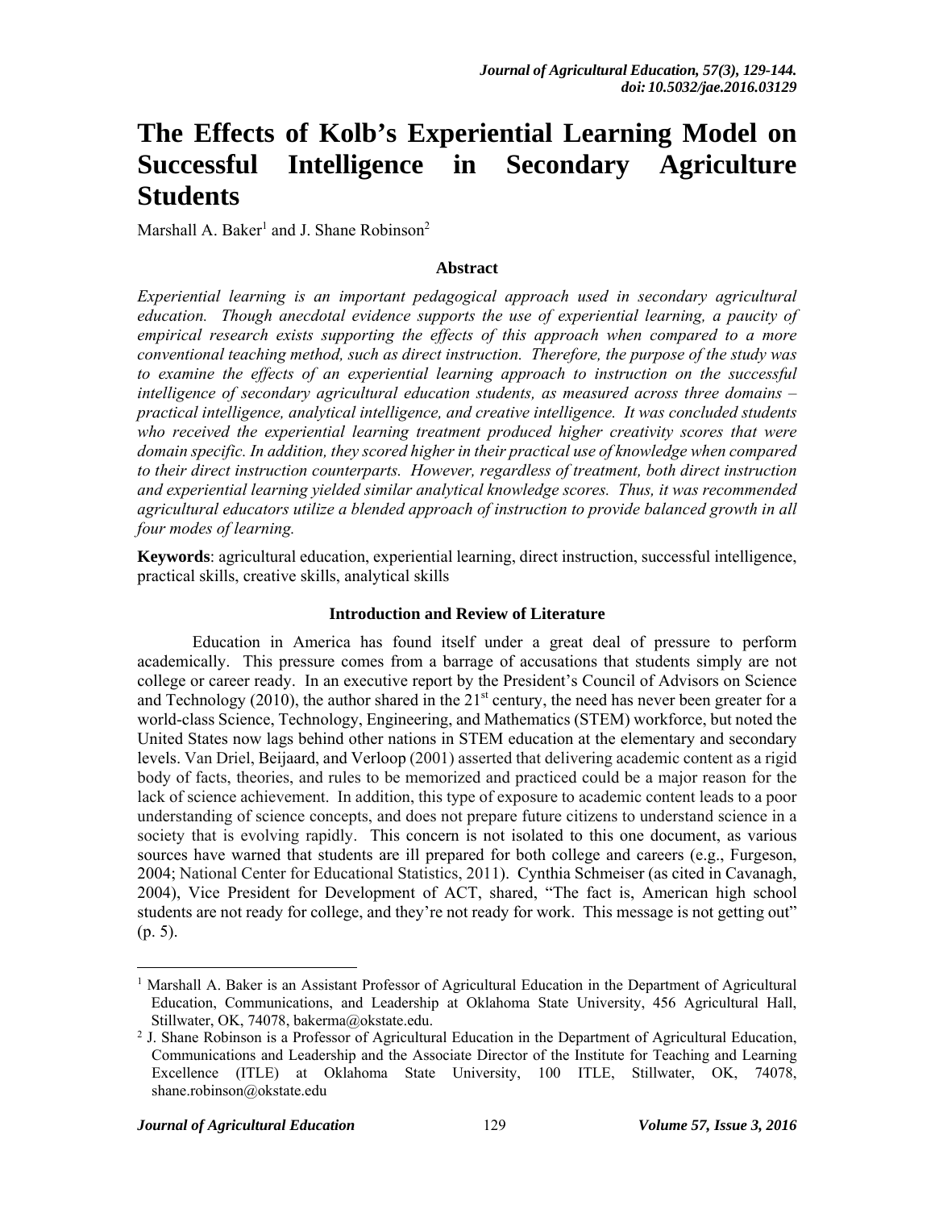# The Effects of Kolb's Experiential Learning Model on Successful Intelligence in Secondary Agriculture Students

Marshall A. Baker[1] and J. Shane Robinson[2]

### Abstract

*Experiential learning is an important pedagogical approach used in secondary agricultural education. Though anecdotal evidence supports the use of experiential learning, a paucity of empirical research exists supporting the effects of this approach when compared to a more conventional teaching method, such as direct instruction. Therefore, the purpose of the study was to examine the effects of an experiential learning approach to instruction on the successful intelligence of secondary agricultural education students, as measured across three domains – practical intelligence, analytical intelligence, and creative intelligence. It was concluded students who received the experiential learning treatment produced higher creativity scores that were domain specific. In addition, they scored higher in their practical use of knowledge when compared to their direct instruction counterparts. However, regardless of treatment, both direct instruction and experiential learning yielded similar analytical knowledge scores. Thus, it was recommended agricultural educators utilize a blended approach of instruction to provide balanced growth in all four modes of learning.*

**Keywords**: agricultural education, experiential learning, direct instruction, successful intelligence, practical skills, creative skills, analytical skills

### Introduction and Review of Literature

Education in America has found itself under a great deal of pressure to perform academically. This pressure comes from a barrage of accusations that students simply are not college or career ready. In an executive report by the President's Council of Advisors on Science and Technology (2010), the author shared in the 21st century, the need has never been greater for a world-class Science, Technology, Engineering, and Mathematics (STEM) workforce, but noted the United States now lags behind other nations in STEM education at the elementary and secondary levels. Van Driel, Beijaard, and Verloop (2001) asserted that delivering academic content as a rigid body of facts, theories, and rules to be memorized and practiced could be a major reason for the lack of science achievement. In addition, this type of exposure to academic content leads to a poor understanding of science concepts, and does not prepare future citizens to understand science in a society that is evolving rapidly. This concern is not isolated to this one document, as various sources have warned that students are ill prepared for both college and careers (e.g., Furgeson, 2004; National Center for Educational Statistics, 2011). Cynthia Schmeiser (as cited in Cavanagh, 2004), Vice President for Development of ACT, shared, "The fact is, American high school students are not ready for college, and they're not ready for work. This message is not getting out" (p. 5).

---

[1] Marshall A. Baker is an Assistant Professor of Agricultural Education in the Department of Agricultural Education, Communications, and Leadership at Oklahoma State University, 456 Agricultural Hall, Stillwater, OK, 74078, bakerma@okstate.edu.

[2] J. Shane Robinson is a Professor of Agricultural Education in the Department of Agricultural Education, Communications and Leadership and the Associate Director of the Institute for Teaching and Learning Excellence (ITLE) at Oklahoma State University, 100 ITLE, Stillwater, OK, 74078, shane.robinson@okstate.edu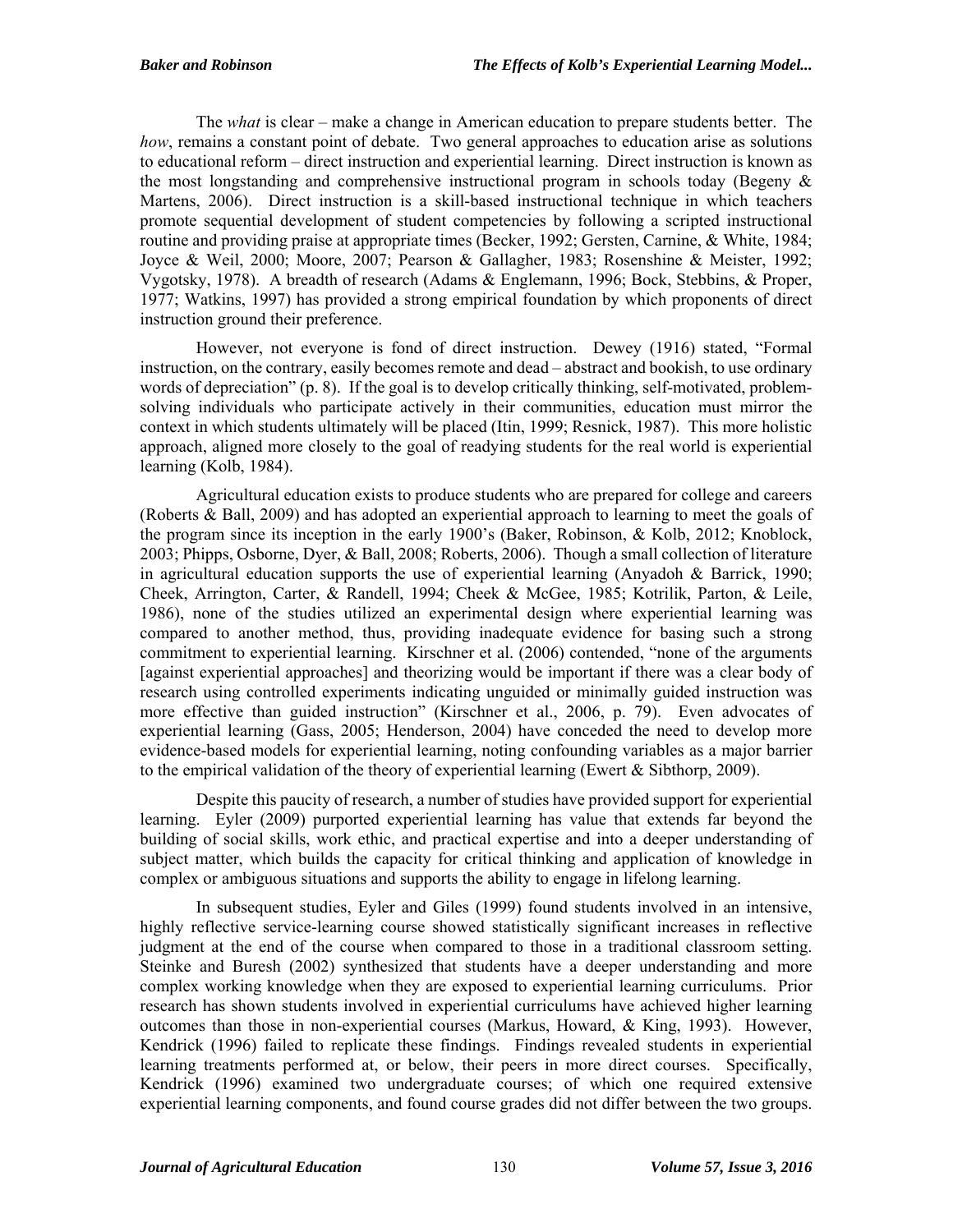The *what* is clear – make a change in American education to prepare students better. The *how*, remains a constant point of debate. Two general approaches to education arise as solutions to educational reform – direct instruction and experiential learning. Direct instruction is known as the most longstanding and comprehensive instructional program in schools today (Begeny & Martens, 2006). Direct instruction is a skill-based instructional technique in which teachers promote sequential development of student competencies by following a scripted instructional routine and providing praise at appropriate times (Becker, 1992; Gersten, Carnine, & White, 1984; Joyce & Weil, 2000; Moore, 2007; Pearson & Gallagher, 1983; Rosenshine & Meister, 1992; Vygotsky, 1978). A breadth of research (Adams & Englemann, 1996; Bock, Stebbins, & Proper, 1977; Watkins, 1997) has provided a strong empirical foundation by which proponents of direct instruction ground their preference.

However, not everyone is fond of direct instruction. Dewey (1916) stated, "Formal instruction, on the contrary, easily becomes remote and dead – abstract and bookish, to use ordinary words of depreciation" (p. 8). If the goal is to develop critically thinking, self-motivated, problem-solving individuals who participate actively in their communities, education must mirror the context in which students ultimately will be placed (Itin, 1999; Resnick, 1987). This more holistic approach, aligned more closely to the goal of readying students for the real world is experiential learning (Kolb, 1984).

Agricultural education exists to produce students who are prepared for college and careers (Roberts & Ball, 2009) and has adopted an experiential approach to learning to meet the goals of the program since its inception in the early 1900's (Baker, Robinson, & Kolb, 2012; Knoblock, 2003; Phipps, Osborne, Dyer, & Ball, 2008; Roberts, 2006). Though a small collection of literature in agricultural education supports the use of experiential learning (Anyadoh & Barrick, 1990; Cheek, Arrington, Carter, & Randell, 1994; Cheek & McGee, 1985; Kotrilik, Parton, & Leile, 1986), none of the studies utilized an experimental design where experiential learning was compared to another method, thus, providing inadequate evidence for basing such a strong commitment to experiential learning. Kirschner et al. (2006) contended, "none of the arguments [against experiential approaches] and theorizing would be important if there was a clear body of research using controlled experiments indicating unguided or minimally guided instruction was more effective than guided instruction" (Kirschner et al., 2006, p. 79). Even advocates of experiential learning (Gass, 2005; Henderson, 2004) have conceded the need to develop more evidence-based models for experiential learning, noting confounding variables as a major barrier to the empirical validation of the theory of experiential learning (Ewert & Sibthorp, 2009).

Despite this paucity of research, a number of studies have provided support for experiential learning. Eyler (2009) purported experiential learning has value that extends far beyond the building of social skills, work ethic, and practical expertise and into a deeper understanding of subject matter, which builds the capacity for critical thinking and application of knowledge in complex or ambiguous situations and supports the ability to engage in lifelong learning.

In subsequent studies, Eyler and Giles (1999) found students involved in an intensive, highly reflective service-learning course showed statistically significant increases in reflective judgment at the end of the course when compared to those in a traditional classroom setting. Steinke and Buresh (2002) synthesized that students have a deeper understanding and more complex working knowledge when they are exposed to experiential learning curriculums. Prior research has shown students involved in experiential curriculums have achieved higher learning outcomes than those in non-experiential courses (Markus, Howard, & King, 1993). However, Kendrick (1996) failed to replicate these findings. Findings revealed students in experiential learning treatments performed at, or below, their peers in more direct courses. Specifically, Kendrick (1996) examined two undergraduate courses; of which one required extensive experiential learning components, and found course grades did not differ between the two groups.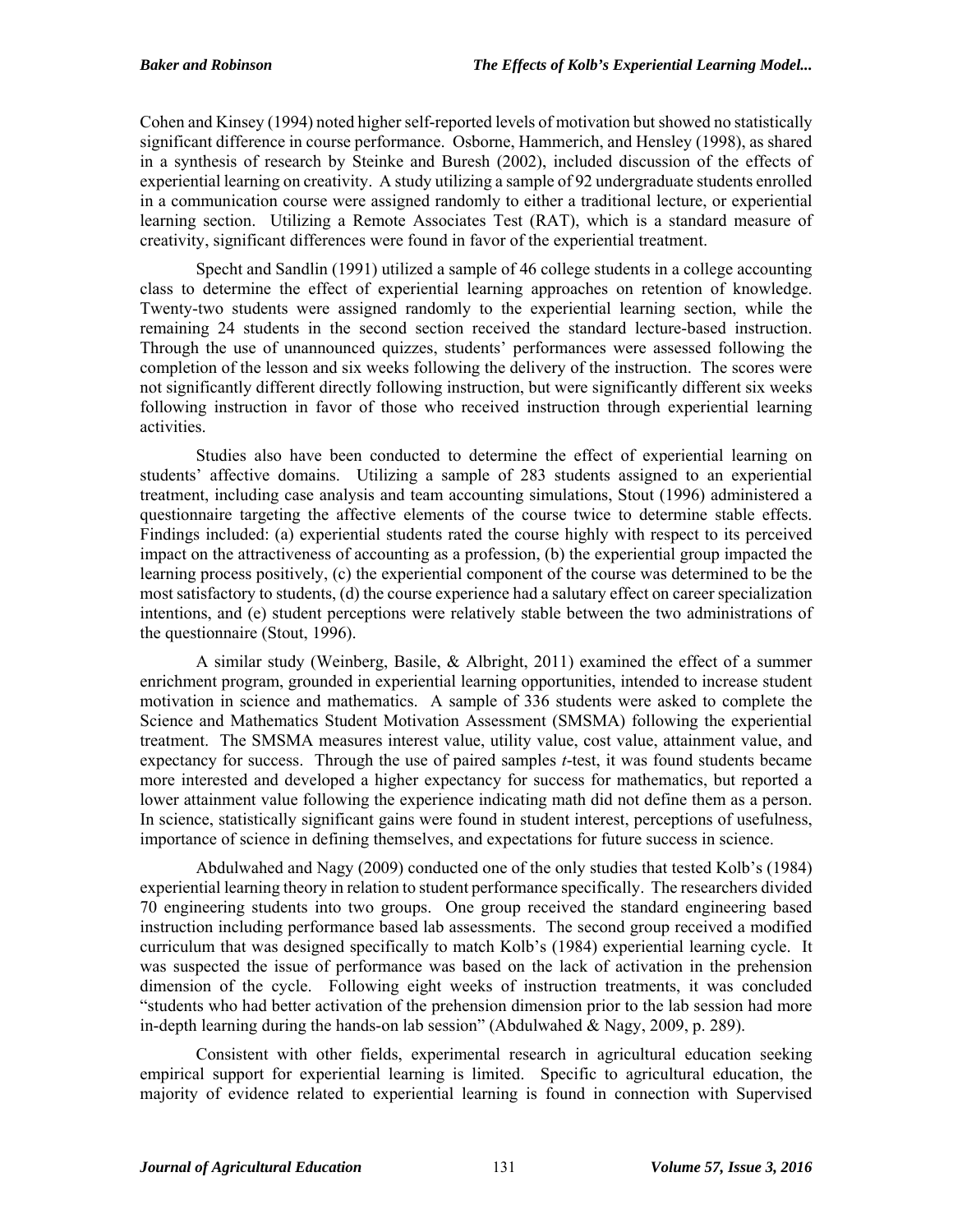Cohen and Kinsey (1994) noted higher self-reported levels of motivation but showed no statistically significant difference in course performance. Osborne, Hammerich, and Hensley (1998), as shared in a synthesis of research by Steinke and Buresh (2002), included discussion of the effects of experiential learning on creativity. A study utilizing a sample of 92 undergraduate students enrolled in a communication course were assigned randomly to either a traditional lecture, or experiential learning section. Utilizing a Remote Associates Test (RAT), which is a standard measure of creativity, significant differences were found in favor of the experiential treatment.

Specht and Sandlin (1991) utilized a sample of 46 college students in a college accounting class to determine the effect of experiential learning approaches on retention of knowledge. Twenty-two students were assigned randomly to the experiential learning section, while the remaining 24 students in the second section received the standard lecture-based instruction. Through the use of unannounced quizzes, students' performances were assessed following the completion of the lesson and six weeks following the delivery of the instruction. The scores were not significantly different directly following instruction, but were significantly different six weeks following instruction in favor of those who received instruction through experiential learning activities.

Studies also have been conducted to determine the effect of experiential learning on students' affective domains. Utilizing a sample of 283 students assigned to an experiential treatment, including case analysis and team accounting simulations, Stout (1996) administered a questionnaire targeting the affective elements of the course twice to determine stable effects. Findings included: (a) experiential students rated the course highly with respect to its perceived impact on the attractiveness of accounting as a profession, (b) the experiential group impacted the learning process positively, (c) the experiential component of the course was determined to be the most satisfactory to students, (d) the course experience had a salutary effect on career specialization intentions, and (e) student perceptions were relatively stable between the two administrations of the questionnaire (Stout, 1996).

A similar study (Weinberg, Basile, & Albright, 2011) examined the effect of a summer enrichment program, grounded in experiential learning opportunities, intended to increase student motivation in science and mathematics. A sample of 336 students were asked to complete the Science and Mathematics Student Motivation Assessment (SMSMA) following the experiential treatment. The SMSMA measures interest value, utility value, cost value, attainment value, and expectancy for success. Through the use of paired samples *t*-test, it was found students became more interested and developed a higher expectancy for success for mathematics, but reported a lower attainment value following the experience indicating math did not define them as a person. In science, statistically significant gains were found in student interest, perceptions of usefulness, importance of science in defining themselves, and expectations for future success in science.

Abdulwahed and Nagy (2009) conducted one of the only studies that tested Kolb's (1984) experiential learning theory in relation to student performance specifically. The researchers divided 70 engineering students into two groups. One group received the standard engineering based instruction including performance based lab assessments. The second group received a modified curriculum that was designed specifically to match Kolb's (1984) experiential learning cycle. It was suspected the issue of performance was based on the lack of activation in the prehension dimension of the cycle. Following eight weeks of instruction treatments, it was concluded "students who had better activation of the prehension dimension prior to the lab session had more in-depth learning during the hands-on lab session" (Abdulwahed & Nagy, 2009, p. 289).

Consistent with other fields, experimental research in agricultural education seeking empirical support for experiential learning is limited. Specific to agricultural education, the majority of evidence related to experiential learning is found in connection with Supervised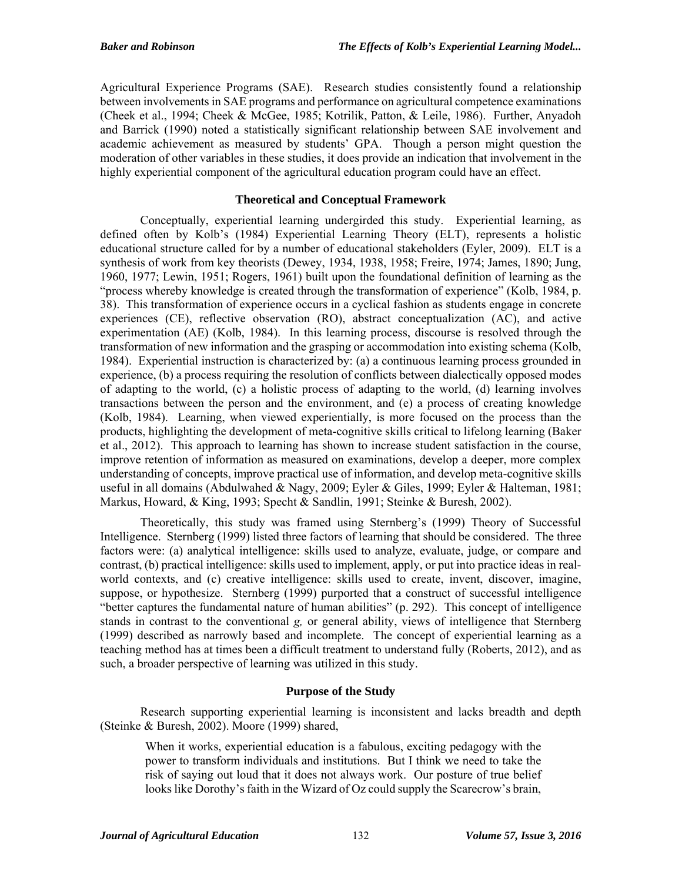Agricultural Experience Programs (SAE). Research studies consistently found a relationship between involvements in SAE programs and performance on agricultural competence examinations (Cheek et al., 1994; Cheek & McGee, 1985; Kotrilik, Patton, & Leile, 1986). Further, Anyadoh and Barrick (1990) noted a statistically significant relationship between SAE involvement and academic achievement as measured by students' GPA. Though a person might question the moderation of other variables in these studies, it does provide an indication that involvement in the highly experiential component of the agricultural education program could have an effect.

## Theoretical and Conceptual Framework

Conceptually, experiential learning undergirded this study. Experiential learning, as defined often by Kolb's (1984) Experiential Learning Theory (ELT), represents a holistic educational structure called for by a number of educational stakeholders (Eyler, 2009). ELT is a synthesis of work from key theorists (Dewey, 1934, 1938, 1958; Freire, 1974; James, 1890; Jung, 1960, 1977; Lewin, 1951; Rogers, 1961) built upon the foundational definition of learning as the "process whereby knowledge is created through the transformation of experience" (Kolb, 1984, p. 38). This transformation of experience occurs in a cyclical fashion as students engage in concrete experiences (CE), reflective observation (RO), abstract conceptualization (AC), and active experimentation (AE) (Kolb, 1984). In this learning process, discourse is resolved through the transformation of new information and the grasping or accommodation into existing schema (Kolb, 1984). Experiential instruction is characterized by: (a) a continuous learning process grounded in experience, (b) a process requiring the resolution of conflicts between dialectically opposed modes of adapting to the world, (c) a holistic process of adapting to the world, (d) learning involves transactions between the person and the environment, and (e) a process of creating knowledge (Kolb, 1984). Learning, when viewed experientially, is more focused on the process than the products, highlighting the development of meta-cognitive skills critical to lifelong learning (Baker et al., 2012). This approach to learning has shown to increase student satisfaction in the course, improve retention of information as measured on examinations, develop a deeper, more complex understanding of concepts, improve practical use of information, and develop meta-cognitive skills useful in all domains (Abdulwahed & Nagy, 2009; Eyler & Giles, 1999; Eyler & Halteman, 1981; Markus, Howard, & King, 1993; Specht & Sandlin, 1991; Steinke & Buresh, 2002).

Theoretically, this study was framed using Sternberg's (1999) Theory of Successful Intelligence. Sternberg (1999) listed three factors of learning that should be considered. The three factors were: (a) analytical intelligence: skills used to analyze, evaluate, judge, or compare and contrast, (b) practical intelligence: skills used to implement, apply, or put into practice ideas in real-world contexts, and (c) creative intelligence: skills used to create, invent, discover, imagine, suppose, or hypothesize. Sternberg (1999) purported that a construct of successful intelligence "better captures the fundamental nature of human abilities" (p. 292). This concept of intelligence stands in contrast to the conventional *g,* or general ability, views of intelligence that Sternberg (1999) described as narrowly based and incomplete. The concept of experiential learning as a teaching method has at times been a difficult treatment to understand fully (Roberts, 2012), and as such, a broader perspective of learning was utilized in this study.

## Purpose of the Study

Research supporting experiential learning is inconsistent and lacks breadth and depth (Steinke & Buresh, 2002). Moore (1999) shared,

> When it works, experiential education is a fabulous, exciting pedagogy with the power to transform individuals and institutions. But I think we need to take the risk of saying out loud that it does not always work. Our posture of true belief looks like Dorothy's faith in the Wizard of Oz could supply the Scarecrow's brain,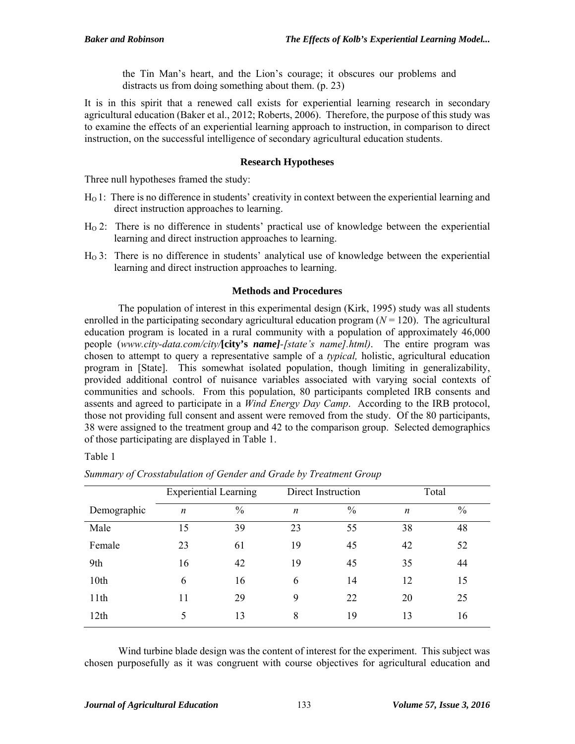the Tin Man's heart, and the Lion's courage; it obscures our problems and distracts us from doing something about them. (p. 23)

It is in this spirit that a renewed call exists for experiential learning research in secondary agricultural education (Baker et al., 2012; Roberts, 2006). Therefore, the purpose of this study was to examine the effects of an experiential learning approach to instruction, in comparison to direct instruction, on the successful intelligence of secondary agricultural education students.

## Research Hypotheses

Three null hypotheses framed the study:

$H_O$ 1: There is no difference in students' creativity in context between the experiential learning and direct instruction approaches to learning.

$H_O$ 2: There is no difference in students' practical use of knowledge between the experiential learning and direct instruction approaches to learning.

$H_O$ 3: There is no difference in students' analytical use of knowledge between the experiential learning and direct instruction approaches to learning.

## Methods and Procedures

The population of interest in this experimental design (Kirk, 1995) study was all students enrolled in the participating secondary agricultural education program ($N$ = 120). The agricultural education program is located in a rural community with a population of approximately 46,000 people (*www.city-data.com/city/***[city's *name]***-[state's name].html)*. The entire program was chosen to attempt to query a representative sample of a *typical,* holistic, agricultural education program in [State]. This somewhat isolated population, though limiting in generalizability, provided additional control of nuisance variables associated with varying social contexts of communities and schools. From this population, 80 participants completed IRB consents and assents and agreed to participate in a *Wind Energy Day Camp*. According to the IRB protocol, those not providing full consent and assent were removed from the study. Of the 80 participants, 38 were assigned to the treatment group and 42 to the comparison group. Selected demographics of those participating are displayed in Table 1.

Table 1

*Summary of Crosstabulation of Gender and Grade by Treatment Group*

| | Experiential Learning | | Direct Instruction | | Total | |
|---|---|---|---|---|---|---|
| Demographic | *n* | % | *n* | % | *n* | % |
| Male | 15 | 39 | 23 | 55 | 38 | 48 |
| Female | 23 | 61 | 19 | 45 | 42 | 52 |
| 9th | 16 | 42 | 19 | 45 | 35 | 44 |
| 10th | 6 | 16 | 6 | 14 | 12 | 15 |
| 11th | 11 | 29 | 9 | 22 | 20 | 25 |
| 12th | 5 | 13 | 8 | 19 | 13 | 16 |

Wind turbine blade design was the content of interest for the experiment. This subject was chosen purposefully as it was congruent with course objectives for agricultural education and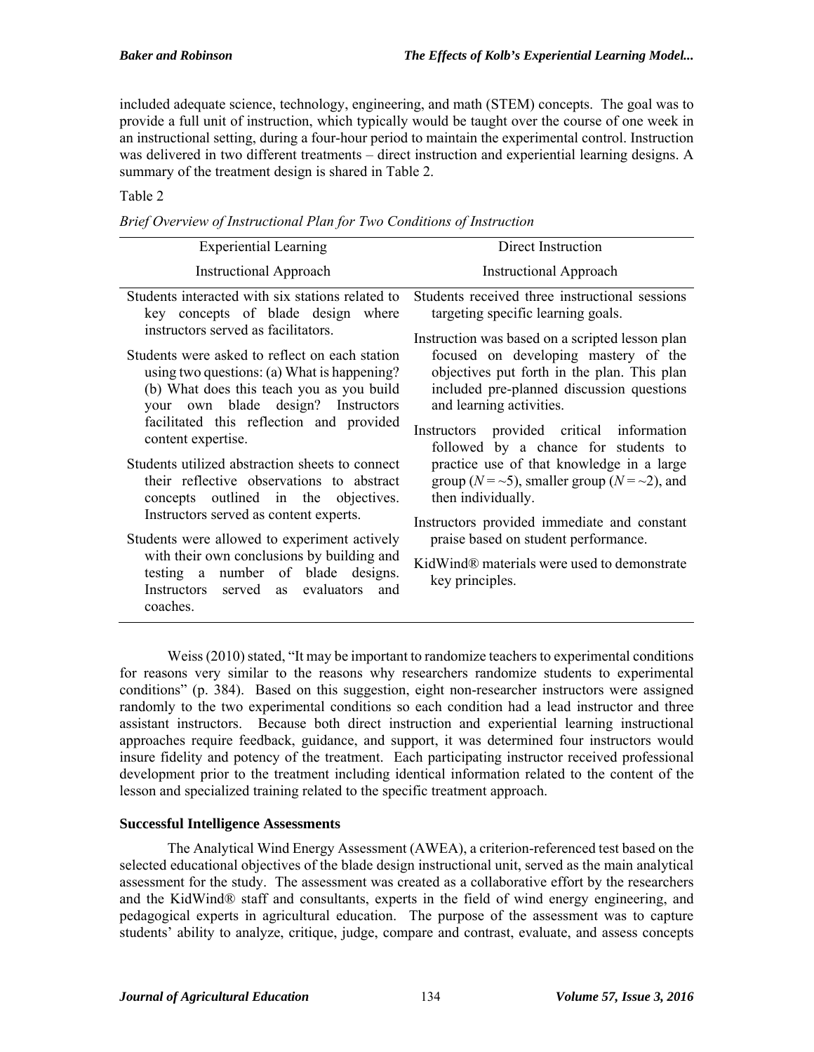included adequate science, technology, engineering, and math (STEM) concepts. The goal was to provide a full unit of instruction, which typically would be taught over the course of one week in an instructional setting, during a four-hour period to maintain the experimental control. Instruction was delivered in two different treatments – direct instruction and experiential learning designs. A summary of the treatment design is shared in Table 2.

Table 2

*Brief Overview of Instructional Plan for Two Conditions of Instruction*

| Experiential Learning Instructional Approach | Direct Instruction Instructional Approach |
|---|---|
| Students interacted with six stations related to key concepts of blade design where instructors served as facilitators. | Students received three instructional sessions targeting specific learning goals. |
| Students were asked to reflect on each station using two questions: (a) What is happening? (b) What does this teach you as you build your own blade design? Instructors facilitated this reflection and provided content expertise. | Instruction was based on a scripted lesson plan focused on developing mastery of the objectives put forth in the plan. This plan included pre-planned discussion questions and learning activities. |
| Students utilized abstraction sheets to connect their reflective observations to abstract concepts outlined in the objectives. Instructors served as content experts. | Instructors provided critical information followed by a chance for students to practice use of that knowledge in a large group ($N = \sim 5$), smaller group ($N = \sim 2$), and then individually. |
| Students were allowed to experiment actively with their own conclusions by building and testing a number of blade designs. Instructors served as evaluators and coaches. | Instructors provided immediate and constant praise based on student performance. |
| | KidWind® materials were used to demonstrate key principles. |

Weiss (2010) stated, "It may be important to randomize teachers to experimental conditions for reasons very similar to the reasons why researchers randomize students to experimental conditions" (p. 384). Based on this suggestion, eight non-researcher instructors were assigned randomly to the two experimental conditions so each condition had a lead instructor and three assistant instructors. Because both direct instruction and experiential learning instructional approaches require feedback, guidance, and support, it was determined four instructors would insure fidelity and potency of the treatment. Each participating instructor received professional development prior to the treatment including identical information related to the content of the lesson and specialized training related to the specific treatment approach.

### Successful Intelligence Assessments

The Analytical Wind Energy Assessment (AWEA), a criterion-referenced test based on the selected educational objectives of the blade design instructional unit, served as the main analytical assessment for the study. The assessment was created as a collaborative effort by the researchers and the KidWind® staff and consultants, experts in the field of wind energy engineering, and pedagogical experts in agricultural education. The purpose of the assessment was to capture students' ability to analyze, critique, judge, compare and contrast, evaluate, and assess concepts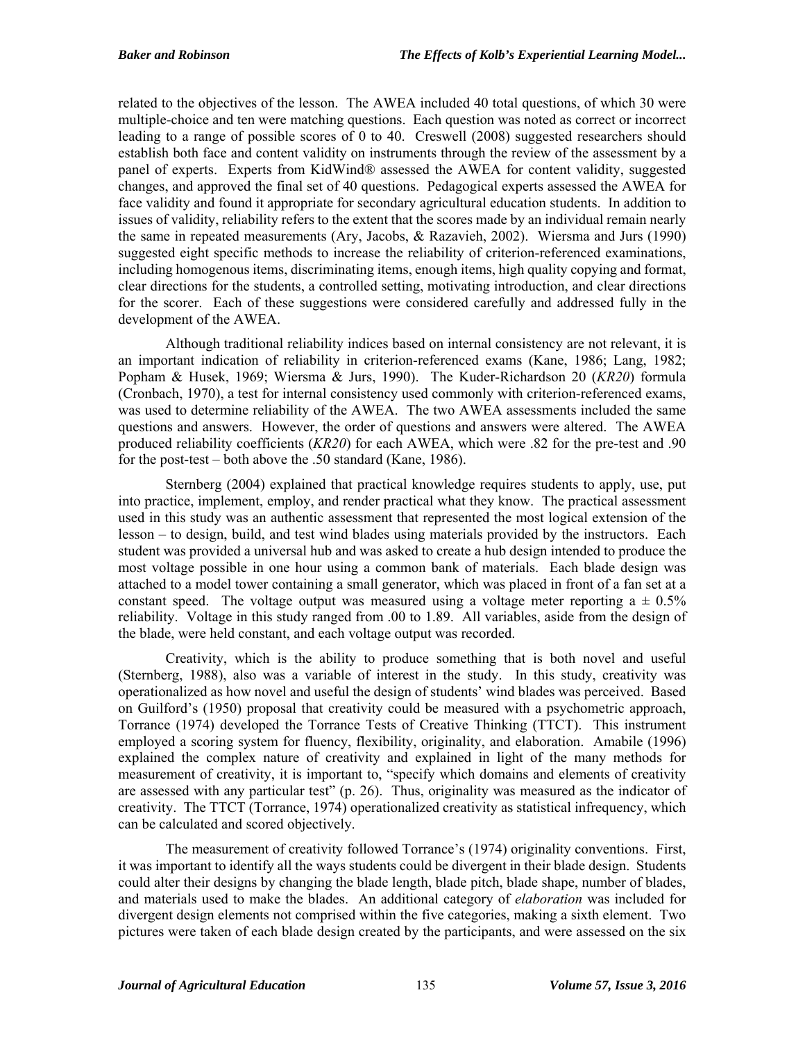related to the objectives of the lesson. The AWEA included 40 total questions, of which 30 were multiple-choice and ten were matching questions. Each question was noted as correct or incorrect leading to a range of possible scores of 0 to 40. Creswell (2008) suggested researchers should establish both face and content validity on instruments through the review of the assessment by a panel of experts. Experts from KidWind® assessed the AWEA for content validity, suggested changes, and approved the final set of 40 questions. Pedagogical experts assessed the AWEA for face validity and found it appropriate for secondary agricultural education students. In addition to issues of validity, reliability refers to the extent that the scores made by an individual remain nearly the same in repeated measurements (Ary, Jacobs, & Razavieh, 2002). Wiersma and Jurs (1990) suggested eight specific methods to increase the reliability of criterion-referenced examinations, including homogenous items, discriminating items, enough items, high quality copying and format, clear directions for the students, a controlled setting, motivating introduction, and clear directions for the scorer. Each of these suggestions were considered carefully and addressed fully in the development of the AWEA.

Although traditional reliability indices based on internal consistency are not relevant, it is an important indication of reliability in criterion-referenced exams (Kane, 1986; Lang, 1982; Popham & Husek, 1969; Wiersma & Jurs, 1990). The Kuder-Richardson 20 (*KR20*) formula (Cronbach, 1970), a test for internal consistency used commonly with criterion-referenced exams, was used to determine reliability of the AWEA. The two AWEA assessments included the same questions and answers. However, the order of questions and answers were altered. The AWEA produced reliability coefficients (*KR20*) for each AWEA, which were .82 for the pre-test and .90 for the post-test – both above the .50 standard (Kane, 1986).

Sternberg (2004) explained that practical knowledge requires students to apply, use, put into practice, implement, employ, and render practical what they know. The practical assessment used in this study was an authentic assessment that represented the most logical extension of the lesson – to design, build, and test wind blades using materials provided by the instructors. Each student was provided a universal hub and was asked to create a hub design intended to produce the most voltage possible in one hour using a common bank of materials. Each blade design was attached to a model tower containing a small generator, which was placed in front of a fan set at a constant speed. The voltage output was measured using a voltage meter reporting a ± 0.5% reliability. Voltage in this study ranged from .00 to 1.89. All variables, aside from the design of the blade, were held constant, and each voltage output was recorded.

Creativity, which is the ability to produce something that is both novel and useful (Sternberg, 1988), also was a variable of interest in the study. In this study, creativity was operationalized as how novel and useful the design of students' wind blades was perceived. Based on Guilford's (1950) proposal that creativity could be measured with a psychometric approach, Torrance (1974) developed the Torrance Tests of Creative Thinking (TTCT). This instrument employed a scoring system for fluency, flexibility, originality, and elaboration. Amabile (1996) explained the complex nature of creativity and explained in light of the many methods for measurement of creativity, it is important to, "specify which domains and elements of creativity are assessed with any particular test" (p. 26). Thus, originality was measured as the indicator of creativity. The TTCT (Torrance, 1974) operationalized creativity as statistical infrequency, which can be calculated and scored objectively.

The measurement of creativity followed Torrance's (1974) originality conventions. First, it was important to identify all the ways students could be divergent in their blade design. Students could alter their designs by changing the blade length, blade pitch, blade shape, number of blades, and materials used to make the blades. An additional category of *elaboration* was included for divergent design elements not comprised within the five categories, making a sixth element. Two pictures were taken of each blade design created by the participants, and were assessed on the six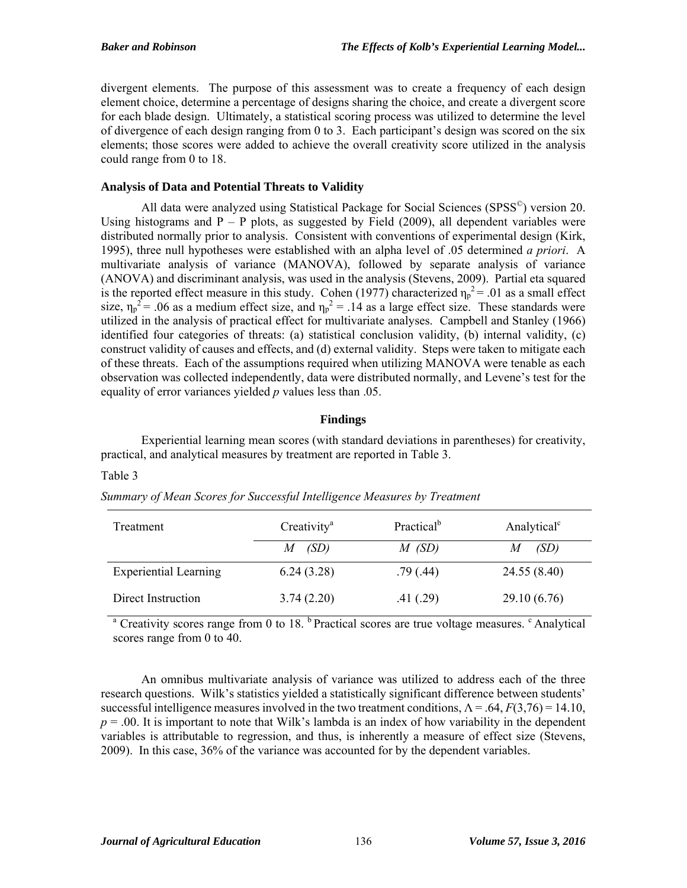divergent elements. The purpose of this assessment was to create a frequency of each design element choice, determine a percentage of designs sharing the choice, and create a divergent score for each blade design. Ultimately, a statistical scoring process was utilized to determine the level of divergence of each design ranging from 0 to 3. Each participant's design was scored on the six elements; those scores were added to achieve the overall creativity score utilized in the analysis could range from 0 to 18.

### Analysis of Data and Potential Threats to Validity

All data were analyzed using Statistical Package for Social Sciences (SPSS©) version 20. Using histograms and P – P plots, as suggested by Field (2009), all dependent variables were distributed normally prior to analysis. Consistent with conventions of experimental design (Kirk, 1995), three null hypotheses were established with an alpha level of .05 determined *a priori*. A multivariate analysis of variance (MANOVA), followed by separate analysis of variance (ANOVA) and discriminant analysis, was used in the analysis (Stevens, 2009). Partial eta squared is the reported effect measure in this study. Cohen (1977) characterized $\eta_p^2 = .01$ as a small effect size, $\eta_p^2 = .06$ as a medium effect size, and $\eta_p^2 = .14$ as a large effect size. These standards were utilized in the analysis of practical effect for multivariate analyses. Campbell and Stanley (1966) identified four categories of threats: (a) statistical conclusion validity, (b) internal validity, (c) construct validity of causes and effects, and (d) external validity. Steps were taken to mitigate each of these threats. Each of the assumptions required when utilizing MANOVA were tenable as each observation was collected independently, data were distributed normally, and Levene's test for the equality of error variances yielded *p* values less than .05.

## Findings

Experiential learning mean scores (with standard deviations in parentheses) for creativity, practical, and analytical measures by treatment are reported in Table 3.

Table 3

*Summary of Mean Scores for Successful Intelligence Measures by Treatment*

| Treatment | Creativity[a] | Practical[b] | Analytical[c] |
|---|---|---|---|
| | *M (SD)* | *M (SD)* | *M (SD)* |
| Experiential Learning | 6.24 (3.28) | .79 (.44) | 24.55 (8.40) |
| Direct Instruction | 3.74 (2.20) | .41 (.29) | 29.10 (6.76) |

[a] Creativity scores range from 0 to 18. [b] Practical scores are true voltage measures. [c] Analytical scores range from 0 to 40.

An omnibus multivariate analysis of variance was utilized to address each of the three research questions. Wilk's statistics yielded a statistically significant difference between students' successful intelligence measures involved in the two treatment conditions, $\Lambda = .64$, $F(3,76) = 14.10$, $p = .00$. It is important to note that Wilk's lambda is an index of how variability in the dependent variables is attributable to regression, and thus, is inherently a measure of effect size (Stevens, 2009). In this case, 36% of the variance was accounted for by the dependent variables.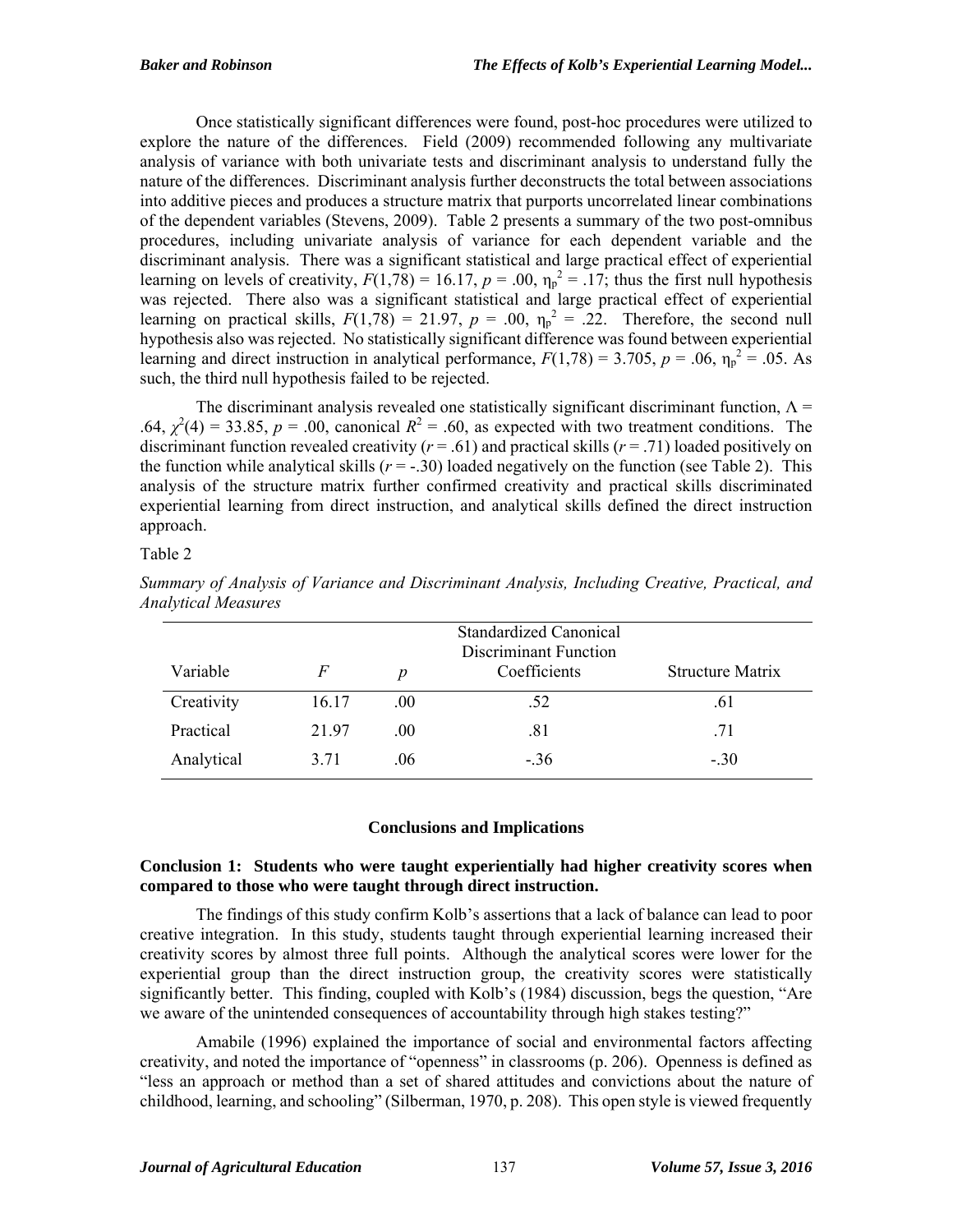Once statistically significant differences were found, post-hoc procedures were utilized to explore the nature of the differences. Field (2009) recommended following any multivariate analysis of variance with both univariate tests and discriminant analysis to understand fully the nature of the differences. Discriminant analysis further deconstructs the total between associations into additive pieces and produces a structure matrix that purports uncorrelated linear combinations of the dependent variables (Stevens, 2009). Table 2 presents a summary of the two post-omnibus procedures, including univariate analysis of variance for each dependent variable and the discriminant analysis. There was a significant statistical and large practical effect of experiential learning on levels of creativity, $F(1,78) = 16.17$, $p = .00$, $\eta_p^2 = .17$; thus the first null hypothesis was rejected. There also was a significant statistical and large practical effect of experiential learning on practical skills, $F(1,78) = 21.97$, $p = .00$, $\eta_p^2 = .22$. Therefore, the second null hypothesis also was rejected. No statistically significant difference was found between experiential learning and direct instruction in analytical performance, $F(1,78) = 3.705$, $p = .06$, $\eta_p^2 = .05$. As such, the third null hypothesis failed to be rejected.

The discriminant analysis revealed one statistically significant discriminant function, $\Lambda = .64$, $\chi^2(4) = 33.85$, $p = .00$, canonical $R^2 = .60$, as expected with two treatment conditions. The discriminant function revealed creativity ($r = .61$) and practical skills ($r = .71$) loaded positively on the function while analytical skills ($r = -.30$) loaded negatively on the function (see Table 2). This analysis of the structure matrix further confirmed creativity and practical skills discriminated experiential learning from direct instruction, and analytical skills defined the direct instruction approach.

Table 2

*Summary of Analysis of Variance and Discriminant Analysis, Including Creative, Practical, and Analytical Measures*

| Variable | *F* | *p* | Standardized Canonical Discriminant Function Coefficients | Structure Matrix |
|---|---|---|---|---|
| Creativity | 16.17 | .00 | .52 | .61 |
| Practical | 21.97 | .00 | .81 | .71 |
| Analytical | 3.71 | .06 | -.36 | -.30 |

## Conclusions and Implications

### Conclusion 1: Students who were taught experientially had higher creativity scores when compared to those who were taught through direct instruction.

The findings of this study confirm Kolb's assertions that a lack of balance can lead to poor creative integration. In this study, students taught through experiential learning increased their creativity scores by almost three full points. Although the analytical scores were lower for the experiential group than the direct instruction group, the creativity scores were statistically significantly better. This finding, coupled with Kolb's (1984) discussion, begs the question, "Are we aware of the unintended consequences of accountability through high stakes testing?"

Amabile (1996) explained the importance of social and environmental factors affecting creativity, and noted the importance of "openness" in classrooms (p. 206). Openness is defined as "less an approach or method than a set of shared attitudes and convictions about the nature of childhood, learning, and schooling" (Silberman, 1970, p. 208). This open style is viewed frequently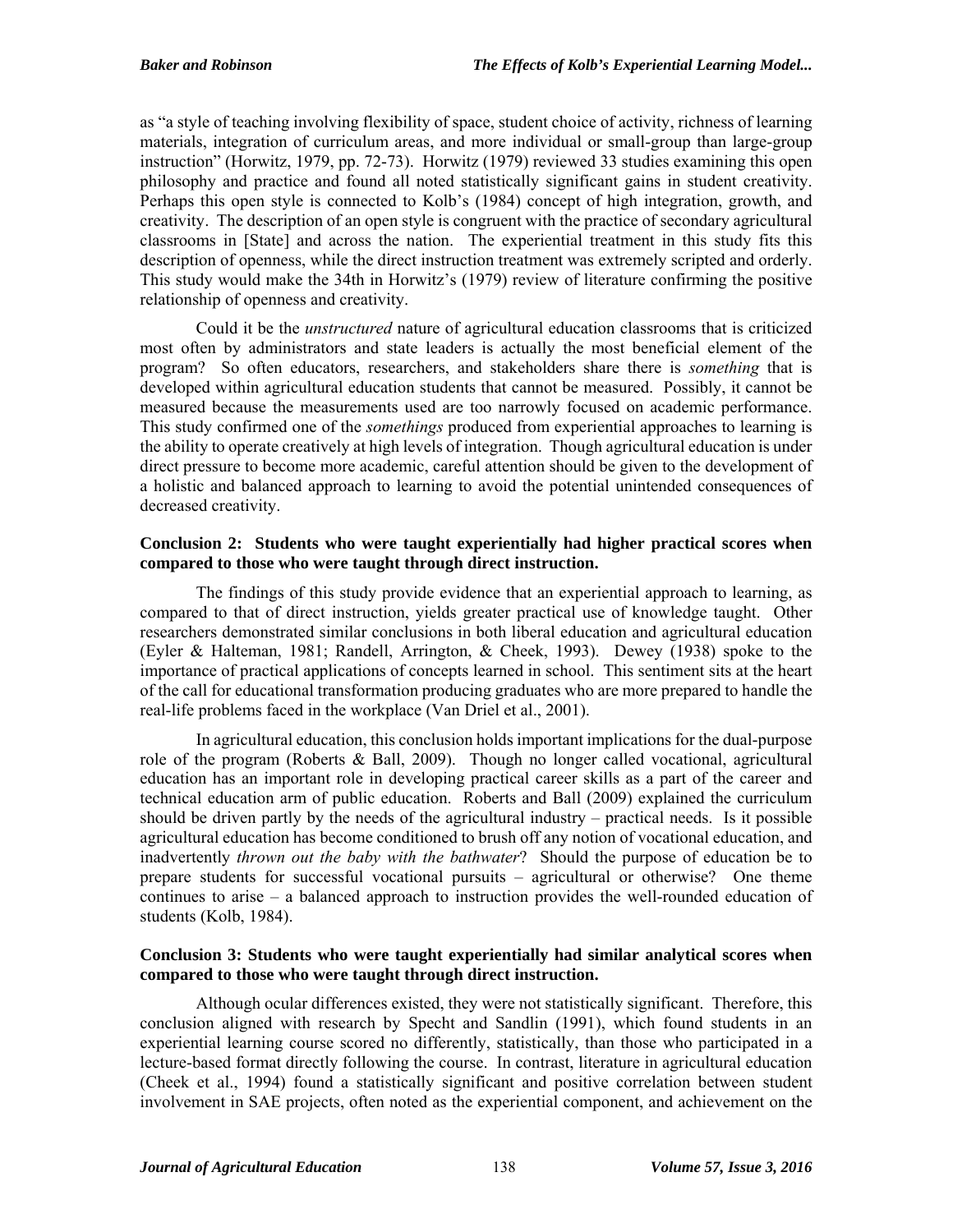as "a style of teaching involving flexibility of space, student choice of activity, richness of learning materials, integration of curriculum areas, and more individual or small-group than large-group instruction" (Horwitz, 1979, pp. 72-73). Horwitz (1979) reviewed 33 studies examining this open philosophy and practice and found all noted statistically significant gains in student creativity. Perhaps this open style is connected to Kolb's (1984) concept of high integration, growth, and creativity. The description of an open style is congruent with the practice of secondary agricultural classrooms in [State] and across the nation. The experiential treatment in this study fits this description of openness, while the direct instruction treatment was extremely scripted and orderly. This study would make the 34th in Horwitz's (1979) review of literature confirming the positive relationship of openness and creativity.

Could it be the *unstructured* nature of agricultural education classrooms that is criticized most often by administrators and state leaders is actually the most beneficial element of the program? So often educators, researchers, and stakeholders share there is *something* that is developed within agricultural education students that cannot be measured. Possibly, it cannot be measured because the measurements used are too narrowly focused on academic performance. This study confirmed one of the *somethings* produced from experiential approaches to learning is the ability to operate creatively at high levels of integration. Though agricultural education is under direct pressure to become more academic, careful attention should be given to the development of a holistic and balanced approach to learning to avoid the potential unintended consequences of decreased creativity.

### Conclusion 2: Students who were taught experientially had higher practical scores when compared to those who were taught through direct instruction.

The findings of this study provide evidence that an experiential approach to learning, as compared to that of direct instruction, yields greater practical use of knowledge taught. Other researchers demonstrated similar conclusions in both liberal education and agricultural education (Eyler & Halteman, 1981; Randell, Arrington, & Cheek, 1993). Dewey (1938) spoke to the importance of practical applications of concepts learned in school. This sentiment sits at the heart of the call for educational transformation producing graduates who are more prepared to handle the real-life problems faced in the workplace (Van Driel et al., 2001).

In agricultural education, this conclusion holds important implications for the dual-purpose role of the program (Roberts & Ball, 2009). Though no longer called vocational, agricultural education has an important role in developing practical career skills as a part of the career and technical education arm of public education. Roberts and Ball (2009) explained the curriculum should be driven partly by the needs of the agricultural industry – practical needs. Is it possible agricultural education has become conditioned to brush off any notion of vocational education, and inadvertently *thrown out the baby with the bathwater*? Should the purpose of education be to prepare students for successful vocational pursuits – agricultural or otherwise? One theme continues to arise – a balanced approach to instruction provides the well-rounded education of students (Kolb, 1984).

### Conclusion 3: Students who were taught experientially had similar analytical scores when compared to those who were taught through direct instruction.

Although ocular differences existed, they were not statistically significant. Therefore, this conclusion aligned with research by Specht and Sandlin (1991), which found students in an experiential learning course scored no differently, statistically, than those who participated in a lecture-based format directly following the course. In contrast, literature in agricultural education (Cheek et al., 1994) found a statistically significant and positive correlation between student involvement in SAE projects, often noted as the experiential component, and achievement on the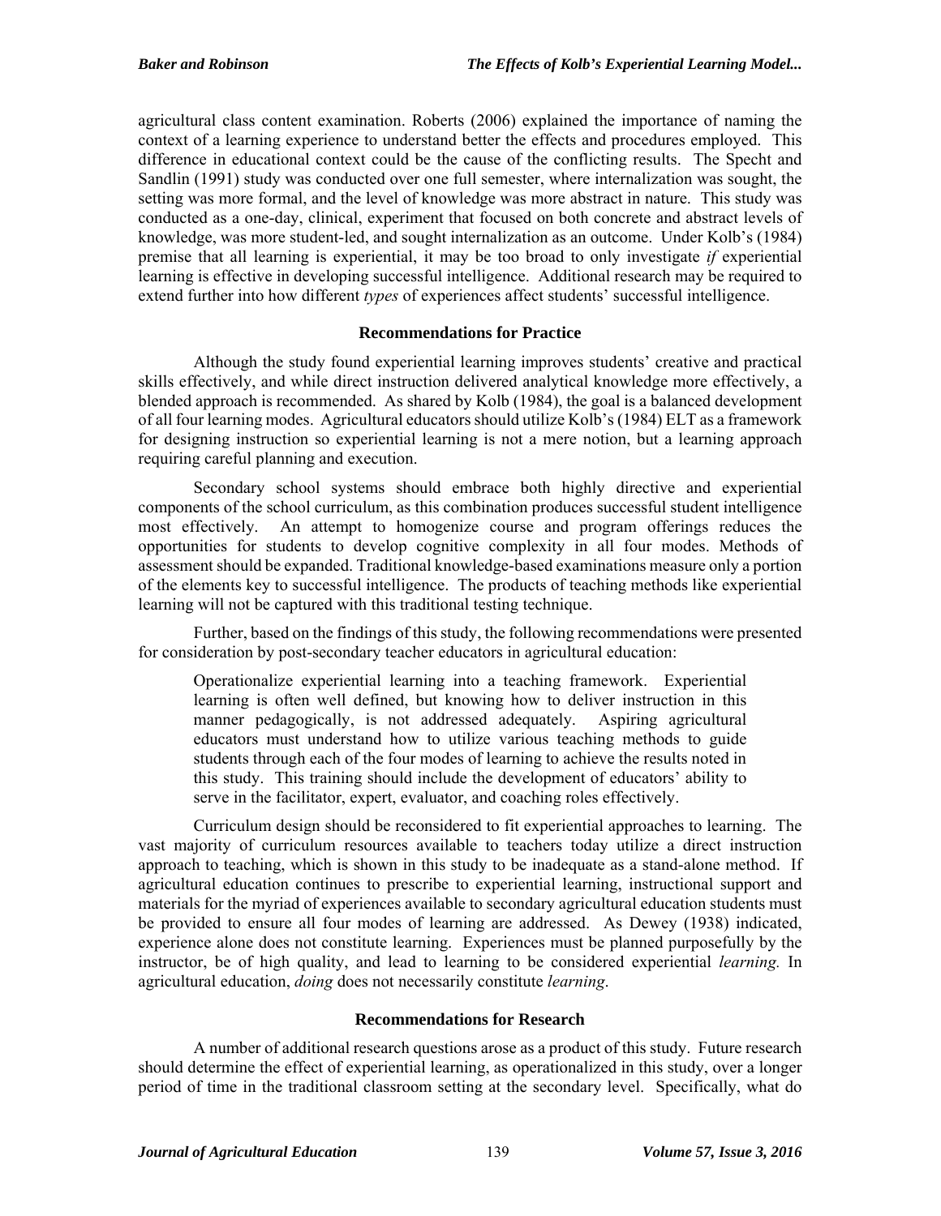agricultural class content examination. Roberts (2006) explained the importance of naming the context of a learning experience to understand better the effects and procedures employed. This difference in educational context could be the cause of the conflicting results. The Specht and Sandlin (1991) study was conducted over one full semester, where internalization was sought, the setting was more formal, and the level of knowledge was more abstract in nature. This study was conducted as a one-day, clinical, experiment that focused on both concrete and abstract levels of knowledge, was more student-led, and sought internalization as an outcome. Under Kolb's (1984) premise that all learning is experiential, it may be too broad to only investigate *if* experiential learning is effective in developing successful intelligence. Additional research may be required to extend further into how different *types* of experiences affect students' successful intelligence.

## Recommendations for Practice

Although the study found experiential learning improves students' creative and practical skills effectively, and while direct instruction delivered analytical knowledge more effectively, a blended approach is recommended. As shared by Kolb (1984), the goal is a balanced development of all four learning modes. Agricultural educators should utilize Kolb's (1984) ELT as a framework for designing instruction so experiential learning is not a mere notion, but a learning approach requiring careful planning and execution.

Secondary school systems should embrace both highly directive and experiential components of the school curriculum, as this combination produces successful student intelligence most effectively. An attempt to homogenize course and program offerings reduces the opportunities for students to develop cognitive complexity in all four modes. Methods of assessment should be expanded. Traditional knowledge-based examinations measure only a portion of the elements key to successful intelligence. The products of teaching methods like experiential learning will not be captured with this traditional testing technique.

Further, based on the findings of this study, the following recommendations were presented for consideration by post-secondary teacher educators in agricultural education:

> Operationalize experiential learning into a teaching framework. Experiential learning is often well defined, but knowing how to deliver instruction in this manner pedagogically, is not addressed adequately. Aspiring agricultural educators must understand how to utilize various teaching methods to guide students through each of the four modes of learning to achieve the results noted in this study. This training should include the development of educators' ability to serve in the facilitator, expert, evaluator, and coaching roles effectively.

Curriculum design should be reconsidered to fit experiential approaches to learning. The vast majority of curriculum resources available to teachers today utilize a direct instruction approach to teaching, which is shown in this study to be inadequate as a stand-alone method. If agricultural education continues to prescribe to experiential learning, instructional support and materials for the myriad of experiences available to secondary agricultural education students must be provided to ensure all four modes of learning are addressed. As Dewey (1938) indicated, experience alone does not constitute learning. Experiences must be planned purposefully by the instructor, be of high quality, and lead to learning to be considered experiential *learning.* In agricultural education, *doing* does not necessarily constitute *learning*.

## Recommendations for Research

A number of additional research questions arose as a product of this study. Future research should determine the effect of experiential learning, as operationalized in this study, over a longer period of time in the traditional classroom setting at the secondary level. Specifically, what do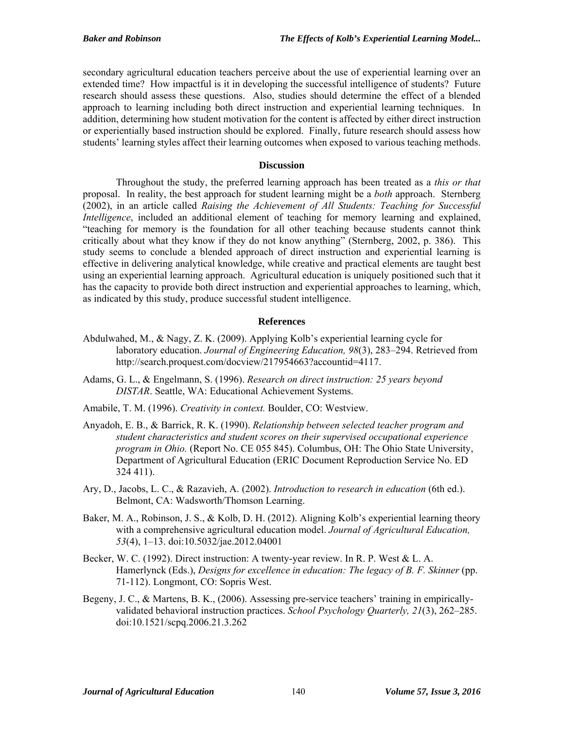secondary agricultural education teachers perceive about the use of experiential learning over an extended time? How impactful is it in developing the successful intelligence of students? Future research should assess these questions. Also, studies should determine the effect of a blended approach to learning including both direct instruction and experiential learning techniques. In addition, determining how student motivation for the content is affected by either direct instruction or experientially based instruction should be explored. Finally, future research should assess how students' learning styles affect their learning outcomes when exposed to various teaching methods.

## Discussion

Throughout the study, the preferred learning approach has been treated as a *this or that* proposal. In reality, the best approach for student learning might be a *both* approach. Sternberg (2002), in an article called *Raising the Achievement of All Students: Teaching for Successful Intelligence*, included an additional element of teaching for memory learning and explained, "teaching for memory is the foundation for all other teaching because students cannot think critically about what they know if they do not know anything" (Sternberg, 2002, p. 386). This study seems to conclude a blended approach of direct instruction and experiential learning is effective in delivering analytical knowledge, while creative and practical elements are taught best using an experiential learning approach. Agricultural education is uniquely positioned such that it has the capacity to provide both direct instruction and experiential approaches to learning, which, as indicated by this study, produce successful student intelligence.

## References

Abdulwahed, M., & Nagy, Z. K. (2009). Applying Kolb's experiential learning cycle for laboratory education. *Journal of Engineering Education, 98*(3), 283–294. Retrieved from http://search.proquest.com/docview/217954663?accountid=4117.

Adams, G. L., & Engelmann, S. (1996). *Research on direct instruction: 25 years beyond DISTAR*. Seattle, WA: Educational Achievement Systems.

Amabile, T. M. (1996). *Creativity in context.* Boulder, CO: Westview.

Anyadoh, E. B., & Barrick, R. K. (1990). *Relationship between selected teacher program and student characteristics and student scores on their supervised occupational experience program in Ohio.* (Report No. CE 055 845). Columbus, OH: The Ohio State University, Department of Agricultural Education (ERIC Document Reproduction Service No. ED 324 411).

Ary, D., Jacobs, L. C., & Razavieh, A. (2002). *Introduction to research in education* (6th ed.). Belmont, CA: Wadsworth/Thomson Learning.

Baker, M. A., Robinson, J. S., & Kolb, D. H. (2012). Aligning Kolb's experiential learning theory with a comprehensive agricultural education model. *Journal of Agricultural Education, 53*(4), 1–13. doi:10.5032/jae.2012.04001

Becker, W. C. (1992). Direct instruction: A twenty-year review. In R. P. West & L. A. Hamerlynck (Eds.), *Designs for excellence in education: The legacy of B. F. Skinner* (pp. 71-112). Longmont, CO: Sopris West.

Begeny, J. C., & Martens, B. K., (2006). Assessing pre-service teachers' training in empirically-validated behavioral instruction practices. *School Psychology Quarterly, 21*(3), 262–285. doi:10.1521/scpq.2006.21.3.262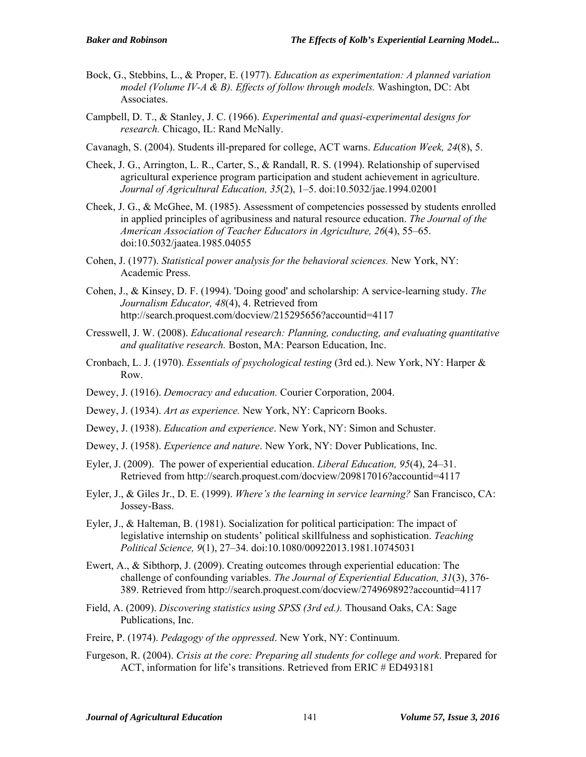Bock, G., Stebbins, L., & Proper, E. (1977). *Education as experimentation: A planned variation model (Volume IV-A & B). Effects of follow through models.* Washington, DC: Abt Associates.

Campbell, D. T., & Stanley, J. C. (1966). *Experimental and quasi-experimental designs for research.* Chicago, IL: Rand McNally.

Cavanagh, S. (2004). Students ill-prepared for college, ACT warns. *Education Week, 24*(8), 5.

Cheek, J. G., Arrington, L. R., Carter, S., & Randall, R. S. (1994). Relationship of supervised agricultural experience program participation and student achievement in agriculture. *Journal of Agricultural Education, 35*(2), 1–5. doi:10.5032/jae.1994.02001

Cheek, J. G., & McGhee, M. (1985). Assessment of competencies possessed by students enrolled in applied principles of agribusiness and natural resource education. *The Journal of the American Association of Teacher Educators in Agriculture, 26*(4), 55–65. doi:10.5032/jaatea.1985.04055

Cohen, J. (1977). *Statistical power analysis for the behavioral sciences.* New York, NY: Academic Press.

Cohen, J., & Kinsey, D. F. (1994). 'Doing good' and scholarship: A service-learning study. *The Journalism Educator, 48*(4), 4. Retrieved from http://search.proquest.com/docview/215295656?accountid=4117

Cresswell, J. W. (2008). *Educational research: Planning, conducting, and evaluating quantitative and qualitative research.* Boston, MA: Pearson Education, Inc.

Cronbach, L. J. (1970). *Essentials of psychological testing* (3rd ed.). New York, NY: Harper & Row.

Dewey, J. (1916). *Democracy and education.* Courier Corporation, 2004.

Dewey, J. (1934). *Art as experience.* New York, NY: Capricorn Books.

Dewey, J. (1938). *Education and experience*. New York, NY: Simon and Schuster.

Dewey, J. (1958). *Experience and nature*. New York, NY: Dover Publications, Inc.

Eyler, J. (2009). The power of experiential education. *Liberal Education, 95*(4), 24–31. Retrieved from http://search.proquest.com/docview/209817016?accountid=4117

Eyler, J., & Giles Jr., D. E. (1999). *Where's the learning in service learning?* San Francisco, CA: Jossey-Bass.

Eyler, J., & Halteman, B. (1981). Socialization for political participation: The impact of legislative internship on students' political skillfulness and sophistication. *Teaching Political Science, 9*(1), 27–34. doi:10.1080/00922013.1981.10745031

Ewert, A., & Sibthorp, J. (2009). Creating outcomes through experiential education: The challenge of confounding variables. *The Journal of Experiential Education, 31*(3), 376-389. Retrieved from http://search.proquest.com/docview/274969892?accountid=4117

Field, A. (2009). *Discovering statistics using SPSS (3rd ed.).* Thousand Oaks, CA: Sage Publications, Inc.

Freire, P. (1974). *Pedagogy of the oppressed*. New York, NY: Continuum.

Furgeson, R. (2004). *Crisis at the core: Preparing all students for college and work*. Prepared for ACT, information for life's transitions. Retrieved from ERIC # ED493181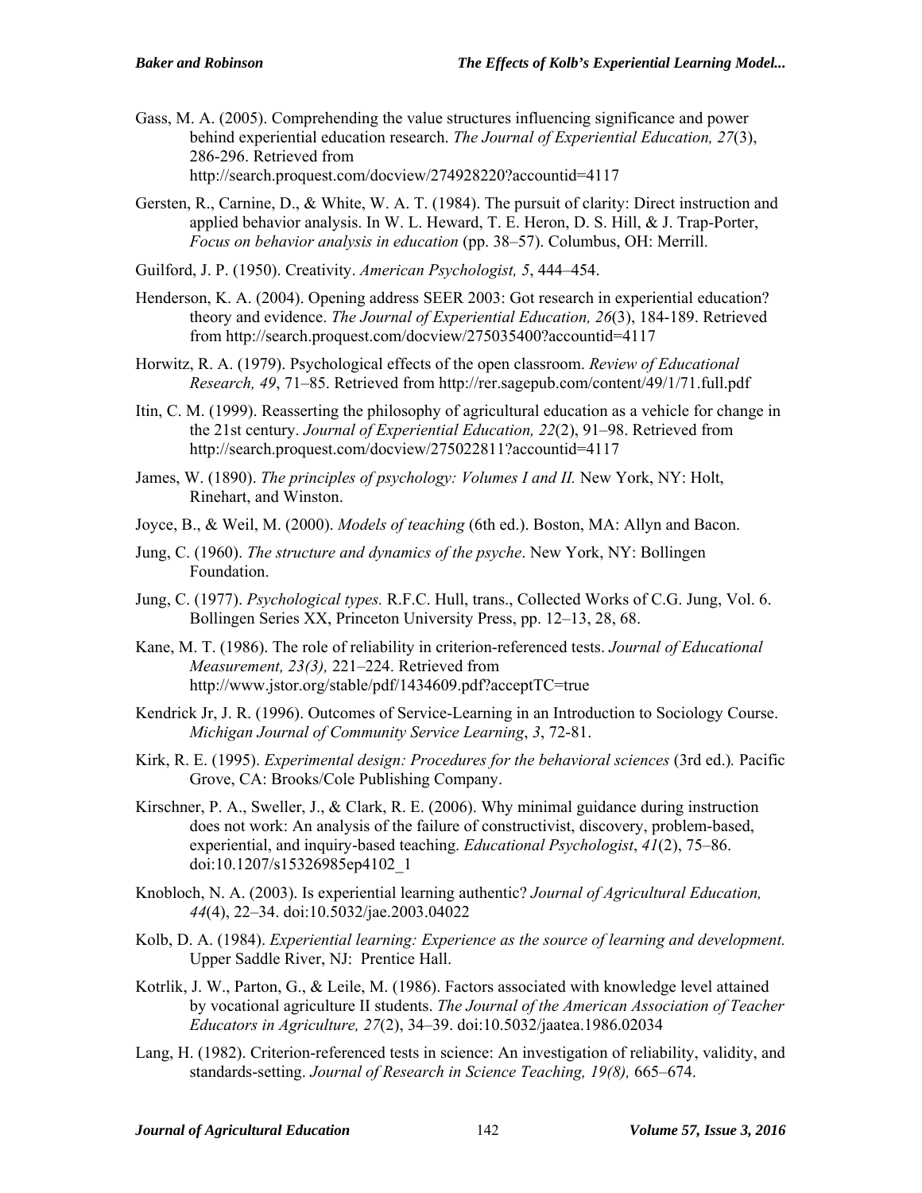Gass, M. A. (2005). Comprehending the value structures influencing significance and power behind experiential education research. *The Journal of Experiential Education, 27*(3), 286-296. Retrieved from http://search.proquest.com/docview/274928220?accountid=4117

Gersten, R., Carnine, D., & White, W. A. T. (1984). The pursuit of clarity: Direct instruction and applied behavior analysis. In W. L. Heward, T. E. Heron, D. S. Hill, & J. Trap-Porter, *Focus on behavior analysis in education* (pp. 38–57). Columbus, OH: Merrill.

Guilford, J. P. (1950). Creativity. *American Psychologist, 5*, 444–454.

Henderson, K. A. (2004). Opening address SEER 2003: Got research in experiential education? theory and evidence. *The Journal of Experiential Education, 26*(3), 184-189. Retrieved from http://search.proquest.com/docview/275035400?accountid=4117

Horwitz, R. A. (1979). Psychological effects of the open classroom. *Review of Educational Research, 49*, 71–85. Retrieved from http://rer.sagepub.com/content/49/1/71.full.pdf

Itin, C. M. (1999). Reasserting the philosophy of agricultural education as a vehicle for change in the 21st century. *Journal of Experiential Education, 22*(2), 91–98. Retrieved from http://search.proquest.com/docview/275022811?accountid=4117

James, W. (1890). *The principles of psychology: Volumes I and II.* New York, NY: Holt, Rinehart, and Winston.

Joyce, B., & Weil, M. (2000). *Models of teaching* (6th ed.). Boston, MA: Allyn and Bacon.

Jung, C. (1960). *The structure and dynamics of the psyche*. New York, NY: Bollingen Foundation.

Jung, C. (1977). *Psychological types.* R.F.C. Hull, trans., Collected Works of C.G. Jung, Vol. 6. Bollingen Series XX, Princeton University Press, pp. 12–13, 28, 68.

Kane, M. T. (1986). The role of reliability in criterion-referenced tests. *Journal of Educational Measurement, 23(3),* 221–224. Retrieved from http://www.jstor.org/stable/pdf/1434609.pdf?acceptTC=true

Kendrick Jr, J. R. (1996). Outcomes of Service-Learning in an Introduction to Sociology Course. *Michigan Journal of Community Service Learning*, *3*, 72-81.

Kirk, R. E. (1995). *Experimental design: Procedures for the behavioral sciences* (3rd ed.)*.* Pacific Grove, CA: Brooks/Cole Publishing Company.

Kirschner, P. A., Sweller, J., & Clark, R. E. (2006). Why minimal guidance during instruction does not work: An analysis of the failure of constructivist, discovery, problem-based, experiential, and inquiry-based teaching. *Educational Psychologist*, *41*(2), 75–86. doi:10.1207/s15326985ep4102_1

Knobloch, N. A. (2003). Is experiential learning authentic? *Journal of Agricultural Education, 44*(4), 22–34. doi:10.5032/jae.2003.04022

Kolb, D. A. (1984). *Experiential learning: Experience as the source of learning and development.* Upper Saddle River, NJ: Prentice Hall.

Kotrlik, J. W., Parton, G., & Leile, M. (1986). Factors associated with knowledge level attained by vocational agriculture II students. *The Journal of the American Association of Teacher Educators in Agriculture, 27*(2), 34–39. doi:10.5032/jaatea.1986.02034

Lang, H. (1982). Criterion-referenced tests in science: An investigation of reliability, validity, and standards-setting. *Journal of Research in Science Teaching, 19(8),* 665–674.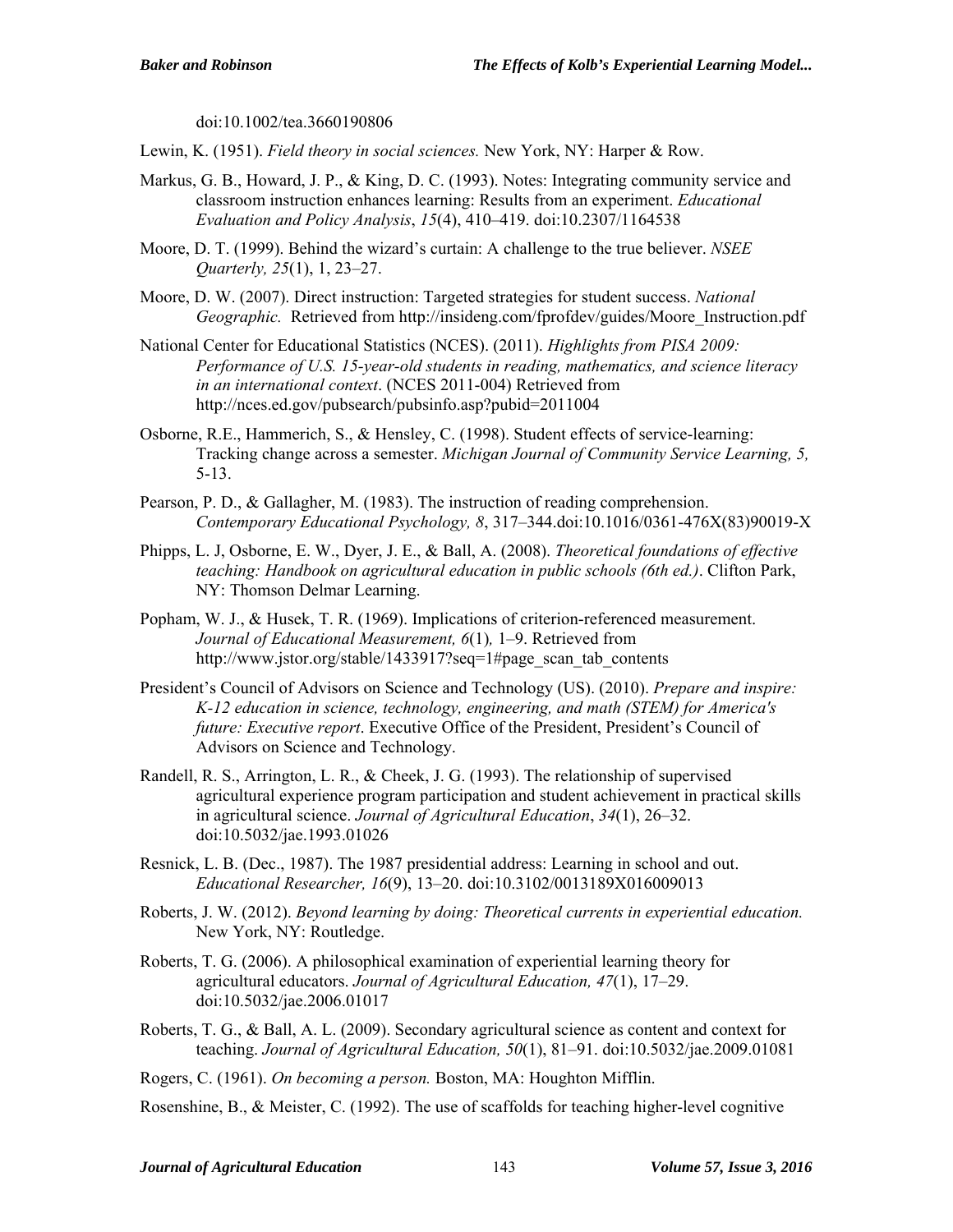doi:10.1002/tea.3660190806

Lewin, K. (1951). *Field theory in social sciences.* New York, NY: Harper & Row.

Markus, G. B., Howard, J. P., & King, D. C. (1993). Notes: Integrating community service and classroom instruction enhances learning: Results from an experiment. *Educational Evaluation and Policy Analysis*, *15*(4), 410–419. doi:10.2307/1164538

Moore, D. T. (1999). Behind the wizard's curtain: A challenge to the true believer. *NSEE Quarterly, 25*(1), 1, 23–27.

Moore, D. W. (2007). Direct instruction: Targeted strategies for student success. *National Geographic.* Retrieved from http://insideng.com/fprofdev/guides/Moore_Instruction.pdf

National Center for Educational Statistics (NCES). (2011). *Highlights from PISA 2009: Performance of U.S. 15-year-old students in reading, mathematics, and science literacy in an international context*. (NCES 2011-004) Retrieved from http://nces.ed.gov/pubsearch/pubsinfo.asp?pubid=2011004

Osborne, R.E., Hammerich, S., & Hensley, C. (1998). Student effects of service-learning: Tracking change across a semester. *Michigan Journal of Community Service Learning, 5,* 5-13.

Pearson, P. D., & Gallagher, M. (1983). The instruction of reading comprehension. *Contemporary Educational Psychology, 8*, 317–344.doi:10.1016/0361-476X(83)90019-X

Phipps, L. J, Osborne, E. W., Dyer, J. E., & Ball, A. (2008). *Theoretical foundations of effective teaching: Handbook on agricultural education in public schools (6th ed.)*. Clifton Park, NY: Thomson Delmar Learning.

Popham, W. J., & Husek, T. R. (1969). Implications of criterion-referenced measurement. *Journal of Educational Measurement, 6*(1)*,* 1–9. Retrieved from http://www.jstor.org/stable/1433917?seq=1#page_scan_tab_contents

President's Council of Advisors on Science and Technology (US). (2010). *Prepare and inspire: K-12 education in science, technology, engineering, and math (STEM) for America's future: Executive report*. Executive Office of the President, President's Council of Advisors on Science and Technology.

Randell, R. S., Arrington, L. R., & Cheek, J. G. (1993). The relationship of supervised agricultural experience program participation and student achievement in practical skills in agricultural science. *Journal of Agricultural Education*, *34*(1), 26–32. doi:10.5032/jae.1993.01026

Resnick, L. B. (Dec., 1987). The 1987 presidential address: Learning in school and out. *Educational Researcher, 16*(9), 13–20. doi:10.3102/0013189X016009013

Roberts, J. W. (2012). *Beyond learning by doing: Theoretical currents in experiential education.* New York, NY: Routledge.

Roberts, T. G. (2006). A philosophical examination of experiential learning theory for agricultural educators. *Journal of Agricultural Education, 47*(1), 17–29. doi:10.5032/jae.2006.01017

Roberts, T. G., & Ball, A. L. (2009). Secondary agricultural science as content and context for teaching. *Journal of Agricultural Education, 50*(1), 81–91. doi:10.5032/jae.2009.01081

Rogers, C. (1961). *On becoming a person.* Boston, MA: Houghton Mifflin.

Rosenshine, B., & Meister, C. (1992). The use of scaffolds for teaching higher-level cognitive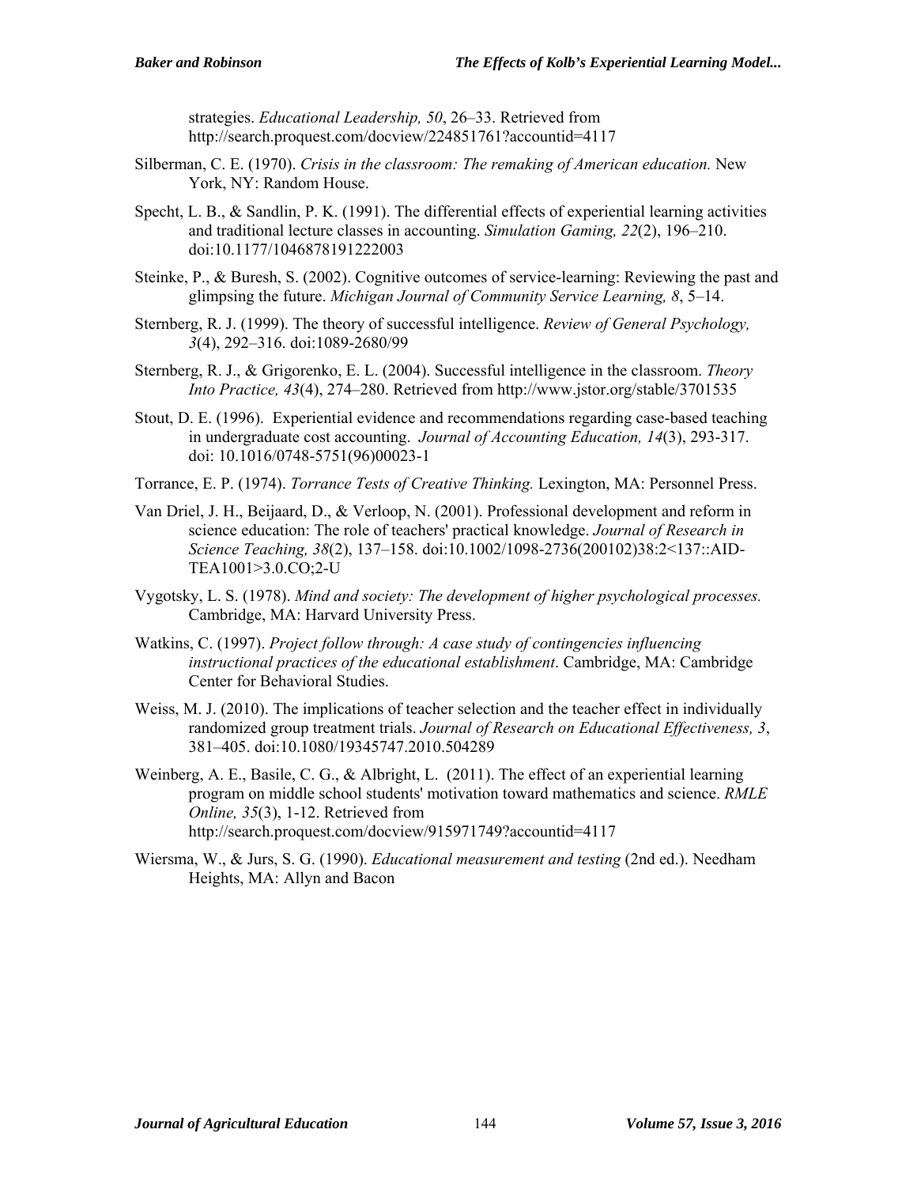strategies. *Educational Leadership, 50*, 26–33. Retrieved from http://search.proquest.com/docview/224851761?accountid=4117

Silberman, C. E. (1970). *Crisis in the classroom: The remaking of American education.* New York, NY: Random House.

Specht, L. B., & Sandlin, P. K. (1991). The differential effects of experiential learning activities and traditional lecture classes in accounting. *Simulation Gaming, 22*(2), 196–210. doi:10.1177/1046878191222003

Steinke, P., & Buresh, S. (2002). Cognitive outcomes of service-learning: Reviewing the past and glimpsing the future. *Michigan Journal of Community Service Learning, 8*, 5–14.

Sternberg, R. J. (1999). The theory of successful intelligence. *Review of General Psychology, 3*(4), 292–316. doi:1089-2680/99

Sternberg, R. J., & Grigorenko, E. L. (2004). Successful intelligence in the classroom. *Theory Into Practice, 43*(4), 274–280. Retrieved from http://www.jstor.org/stable/3701535

Stout, D. E. (1996). Experiential evidence and recommendations regarding case-based teaching in undergraduate cost accounting. *Journal of Accounting Education, 14*(3), 293-317. doi: 10.1016/0748-5751(96)00023-1

Torrance, E. P. (1974). *Torrance Tests of Creative Thinking.* Lexington, MA: Personnel Press.

Van Driel, J. H., Beijaard, D., & Verloop, N. (2001). Professional development and reform in science education: The role of teachers' practical knowledge. *Journal of Research in Science Teaching, 38*(2), 137–158. doi:10.1002/1098-2736(200102)38:2<137::AID-TEA1001>3.0.CO;2-U

Vygotsky, L. S. (1978). *Mind and society: The development of higher psychological processes.* Cambridge, MA: Harvard University Press.

Watkins, C. (1997). *Project follow through: A case study of contingencies influencing instructional practices of the educational establishment*. Cambridge, MA: Cambridge Center for Behavioral Studies.

Weiss, M. J. (2010). The implications of teacher selection and the teacher effect in individually randomized group treatment trials. *Journal of Research on Educational Effectiveness, 3*, 381–405. doi:10.1080/19345747.2010.504289

Weinberg, A. E., Basile, C. G., & Albright, L. (2011). The effect of an experiential learning program on middle school students' motivation toward mathematics and science. *RMLE Online, 35*(3), 1-12. Retrieved from http://search.proquest.com/docview/915971749?accountid=4117

Wiersma, W., & Jurs, S. G. (1990). *Educational measurement and testing* (2nd ed.). Needham Heights, MA: Allyn and Bacon